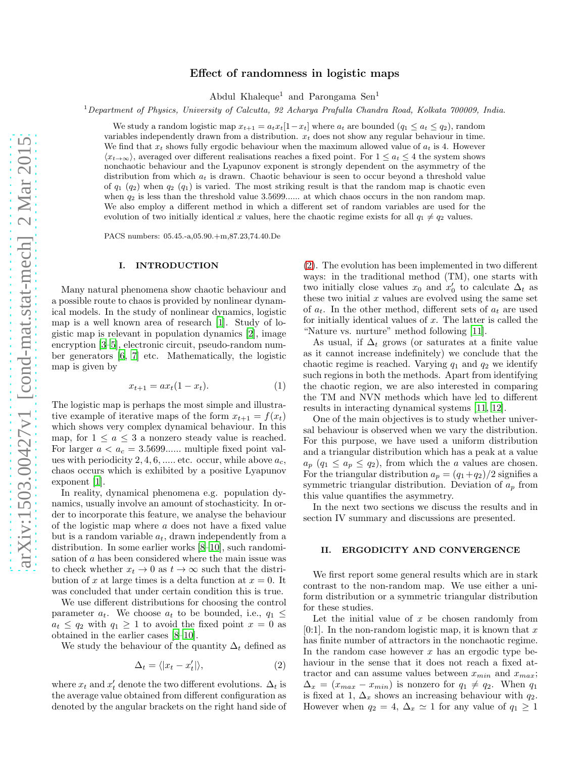# Effect of randomness in logistic maps

Abdul Khaleque[1] and Parongama Sen[1]

[1]*Department of Physics, University of Calcutta, 92 Acharya Prafulla Chandra Road, Kolkata 700009, India.*

We study a random logistic map $x_{t+1} = a_t x_t[1 - x_t]$ where $a_t$ are bounded ($q_1 \leq a_t \leq q_2$), random variables independently drawn from a distribution. $x_t$ does not show any regular behaviour in time. We find that $x_t$ shows fully ergodic behaviour when the maximum allowed value of $a_t$ is 4. However $\langle x_{t\to\infty}\rangle$, averaged over different realisations reaches a fixed point. For $1 \leq a_t \leq 4$ the system shows nonchaotic behaviour and the Lyapunov exponent is strongly dependent on the asymmetry of the distribution from which $a_t$ is drawn. Chaotic behaviour is seen to occur beyond a threshold value of $q_1$ ($q_2$) when $q_2$ ($q_1$) is varied. The most striking result is that the random map is chaotic even when $q_2$ is less than the threshold value 3.5699...... at which chaos occurs in the non random map. We also employ a different method in which a different set of random variables are used for the evolution of two initially identical $x$ values, here the chaotic regime exists for all $q_1 \neq q_2$ values.

PACS numbers: 05.45.-a,05.90.+m,87.23,74.40.De

## I. INTRODUCTION

Many natural phenomena show chaotic behaviour and a possible route to chaos is provided by nonlinear dynamical models. In the study of nonlinear dynamics, logistic map is a well known area of research [1]. Study of logistic map is relevant in population dynamics [2], image encryption [3–5], electronic circuit, pseudo-random number generators [6, 7] etc. Mathematically, the logistic map is given by

$$x_{t+1} = a x_t(1 - x_t). \tag{1}$$

The logistic map is perhaps the most simple and illustrative example of iterative maps of the form $x_{t+1} = f(x_t)$ which shows very complex dynamical behaviour. In this map, for $1 \leq a \leq 3$ a nonzero steady value is reached. For larger $a < a_c = 3.5699......$ multiple fixed point values with periodicity 2, 4, 6, ..... etc. occur, while above $a_c$, chaos occurs which is exhibited by a positive Lyapunov exponent [1].

In reality, dynamical phenomena e.g. population dynamics, usually involve an amount of stochasticity. In order to incorporate this feature, we analyse the behaviour of the logistic map where $a$ does not have a fixed value but is a random variable $a_t$, drawn independently from a distribution. In some earlier works [8–10], such randomisation of $a$ has been considered where the main issue was to check whether $x_t \to 0$ as $t \to \infty$ such that the distribution of $x$ at large times is a delta function at $x = 0$. It was concluded that under certain condition this is true.

We use different distributions for choosing the control parameter $a_t$. We choose $a_t$ to be bounded, i.e., $q_1 \leq a_t \leq q_2$ with $q_1 \geq 1$ to avoid the fixed point $x = 0$ as obtained in the earlier cases [8–10].

We study the behaviour of the quantity $\Delta_t$ defined as

$$\Delta_t = \langle |x_t - x_t'|\rangle, \tag{2}$$

where $x_t$ and $x_t'$ denote the two different evolutions. $\Delta_t$ is the average value obtained from different configuration as denoted by the angular brackets on the right hand side of (2). The evolution has been implemented in two different ways: in the traditional method (TM), one starts with two initially close values $x_0$ and $x_0'$ to calculate $\Delta_t$ as these two initial $x$ values are evolved using the same set of $a_t$. In the other method, different sets of $a_t$ are used for initially identical values of $x$. The latter is called the "Nature vs. nurture" method following [11].

As usual, if $\Delta_t$ grows (or saturates at a finite value as it cannot increase indefinitely) we conclude that the chaotic regime is reached. Varying $q_1$ and $q_2$ we identify such regions in both the methods. Apart from identifying the chaotic region, we are also interested in comparing the TM and NVN methods which have led to different results in interacting dynamical systems [11, 12].

One of the main objectives is to study whether universal behaviour is observed when we vary the distribution. For this purpose, we have used a uniform distribution and a triangular distribution which has a peak at a value $a_p$ ($q_1 \leq a_p \leq q_2$), from which the $a$ values are chosen. For the triangular distribution $a_p = (q_1+q_2)/2$ signifies a symmetric triangular distribution. Deviation of $a_p$ from this value quantifies the asymmetry.

In the next two sections we discuss the results and in section IV summary and discussions are presented.

## II. ERGODICITY AND CONVERGENCE

We first report some general results which are in stark contrast to the non-random map. We use either a uniform distribution or a symmetric triangular distribution for these studies.

Let the initial value of $x$ be chosen randomly from [0:1]. In the non-random logistic map, it is known that $x$ has finite number of attractors in the nonchaotic regime. In the random case however $x$ has an ergodic type behaviour in the sense that it does not reach a fixed attractor and can assume values between $x_{min}$ and $x_{max}$; $\Delta_x = (x_{max} - x_{min})$ is nonzero for $q_1 \neq q_2$. When $q_1$ is fixed at 1, $\Delta_x$ shows an increasing behaviour with $q_2$. However when $q_2 = 4$, $\Delta_x \simeq 1$ for any value of $q_1 \geq 1$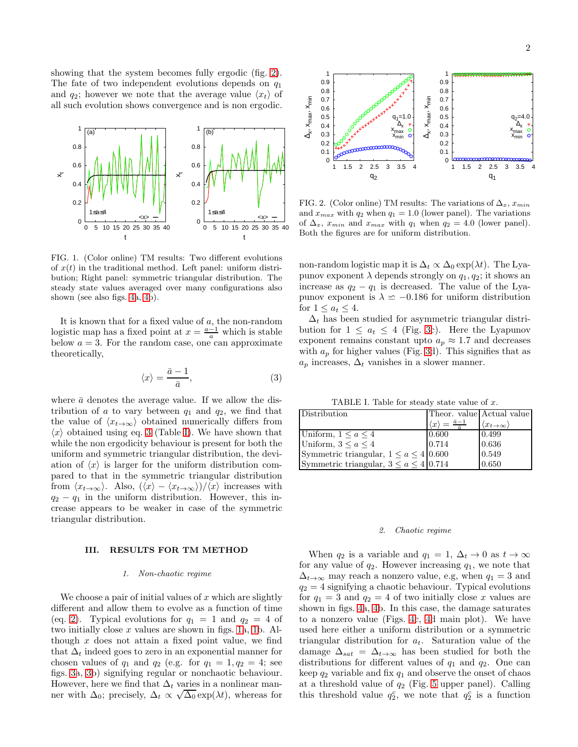showing that the system becomes fully ergodic (fig. 2). The fate of two independent evolutions depends on $q_1$ and $q_2$; however we note that the average value $\langle x_t \rangle$ of all such evolution shows convergence and is non ergodic.

FIG. 1. (Color online) TM results: Two different evolutions of $x(t)$ in the traditional method. Left panel: uniform distribution; Right panel: symmetric triangular distribution. The steady state values averaged over many configurations also shown (see also figs. 4a, 4b).

It is known that for a fixed value of $a$, the non-random logistic map has a fixed point at $x = \frac{a-1}{a}$ which is stable below $a = 3$. For the random case, one can approximate theoretically,

$$\langle x \rangle = \frac{\bar{a} - 1}{\bar{a}}, \tag{3}$$

where $\bar{a}$ denotes the average value. If we allow the distribution of $a$ to vary between $q_1$ and $q_2$, we find that the value of $\langle x_{t\to\infty} \rangle$ obtained numerically differs from $\langle x \rangle$ obtained using eq. 3 (Table I). We have shown that while the non ergodicity behaviour is present for both the uniform and symmetric triangular distribution, the deviation of $\langle x \rangle$ is larger for the uniform distribution compared to that in the symmetric triangular distribution from $\langle x_{t\to\infty} \rangle$. Also, $(\langle x \rangle - \langle x_{t\to\infty} \rangle)/\langle x \rangle$ increases with $q_2 - q_1$ in the uniform distribution. However, this increase appears to be weaker in case of the symmetric triangular distribution.

## III. RESULTS FOR TM METHOD

### 1. Non-chaotic regime

We choose a pair of initial values of $x$ which are slightly different and allow them to evolve as a function of time (eq. 2). Typical evolutions for $q_1 = 1$ and $q_2 = 4$ of two initially close $x$ values are shown in figs. 1a, 1b. Although $x$ does not attain a fixed point value, we find that $\Delta_t$ indeed goes to zero in an exponential manner for chosen values of $q_1$ and $q_2$ (e.g. for $q_1 = 1, q_2 = 4$; see figs. 3a, 3b) signifying regular or nonchaotic behaviour. However, here we find that $\Delta_t$ varies in a nonlinear manner with $\Delta_0$; precisely, $\Delta_t \propto \sqrt{\Delta_0}\exp(\lambda t)$, whereas for non-random logistic map it is $\Delta_t \propto \Delta_0 \exp(\lambda t)$. The Lyapunov exponent $\lambda$ depends strongly on $q_1, q_2$; it shows an increase as $q_2 - q_1$ is decreased. The value of the Lyapunov exponent is $\lambda \simeq -0.186$ for uniform distribution for $1 \leq a_t \leq 4$.

FIG. 2. (Color online) TM results: The variations of $\Delta_x$, $x_{min}$ and $x_{max}$ with $q_2$ when $q_1 = 1.0$ (lower panel). The variations of $\Delta_x$, $x_{min}$ and $x_{max}$ with $q_1$ when $q_2 = 4.0$ (lower panel). Both the figures are for uniform distribution.

$\Delta_t$ has been studied for asymmetric triangular distribution for $1 \leq a_t \leq 4$ (Fig. 3c). Here the Lyapunov exponent remains constant upto $a_p \approx 1.7$ and decreases with $a_p$ for higher values (Fig. 3d). This signifies that as $a_p$ increases, $\Delta_t$ vanishes in a slower manner.

TABLE I. Table for steady state value of $x$.

| Distribution | Theor. value $\langle x \rangle = \frac{\bar{a}-1}{\bar{a}}$ | Actual value $\langle x_{t\to\infty} \rangle$ |
|---|---|---|
| Uniform, $1 \leq a \leq 4$ | 0.600 | 0.499 |
| Uniform, $3 \leq a \leq 4$ | 0.714 | 0.636 |
| Symmetric triangular, $1 \leq a \leq 4$ | 0.600 | 0.549 |
| Symmetric triangular, $3 \leq a \leq 4$ | 0.714 | 0.650 |

### 2. Chaotic regime

When $q_2$ is a variable and $q_1 = 1$, $\Delta_t \to 0$ as $t \to \infty$ for any value of $q_2$. However increasing $q_1$, we note that $\Delta_{t\to\infty}$ may reach a nonzero value, e.g, when $q_1 = 3$ and $q_2 = 4$ signifying a chaotic behaviour. Typical evolutions for $q_1 = 3$ and $q_2 = 4$ of two initially close $x$ values are shown in figs. 4a, 4b. In this case, the damage saturates to a nonzero value (Figs. 4c, 4d main plot). We have used here either a uniform distribution or a symmetric triangular distribution for $a_t$. Saturation value of the damage $\Delta_{sat} = \Delta_{t\to\infty}$ has been studied for both the distributions for different values of $q_1$ and $q_2$. One can keep $q_2$ variable and fix $q_1$ and observe the onset of chaos at a threshold value of $q_2$ (Fig. 5 upper panel). Calling this threshold value $q_2^c$, we note that $q_2^c$ is a function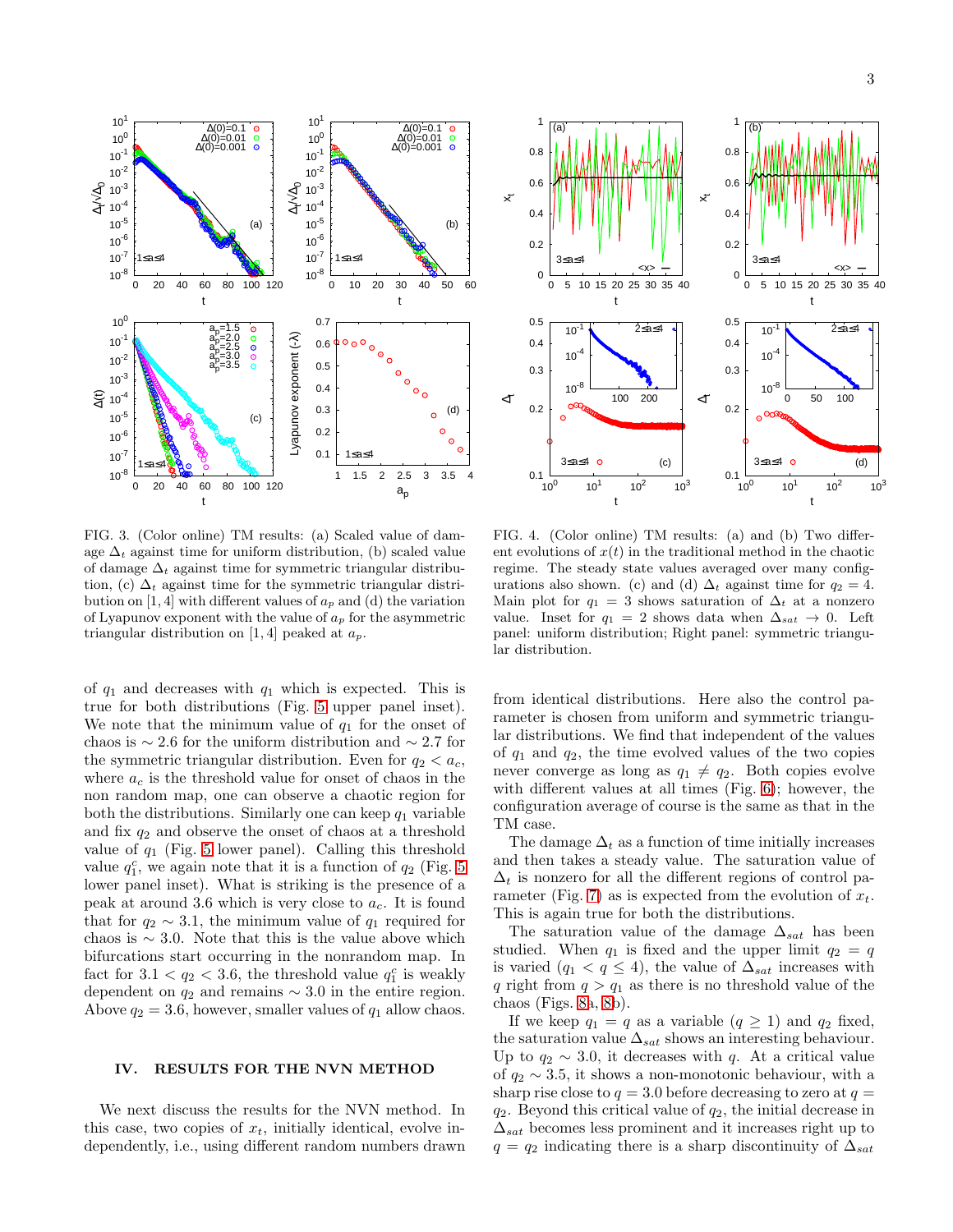FIG. 3. (Color online) TM results: (a) Scaled value of damage $\Delta_t$ against time for uniform distribution, (b) scaled value of damage $\Delta_t$ against time for symmetric triangular distribution, (c) $\Delta_t$ against time for the symmetric triangular distribution on $[1, 4]$ with different values of $a_p$ and (d) the variation of Lyapunov exponent with the value of $a_p$ for the asymmetric triangular distribution on $[1, 4]$ peaked at $a_p$.

FIG. 4. (Color online) TM results: (a) and (b) Two different evolutions of $x(t)$ in the traditional method in the chaotic regime. The steady state values averaged over many configurations also shown. (c) and (d) $\Delta_t$ against time for $q_2 = 4$. Main plot for $q_1 = 3$ shows saturation of $\Delta_t$ at a nonzero value. Inset for $q_1 = 2$ shows data when $\Delta_{sat} \to 0$. Left panel: uniform distribution; Right panel: symmetric triangular distribution.

of $q_1$ and decreases with $q_1$ which is expected. This is true for both distributions (Fig. 5 upper panel inset). We note that the minimum value of $q_1$ for the onset of chaos is $\sim 2.6$ for the uniform distribution and $\sim 2.7$ for the symmetric triangular distribution. Even for $q_2 < a_c$, where $a_c$ is the threshold value for onset of chaos in the non random map, one can observe a chaotic region for both the distributions. Similarly one can keep $q_1$ variable and fix $q_2$ and observe the onset of chaos at a threshold value of $q_1$ (Fig. 5 lower panel). Calling this threshold value $q_1^c$, we again note that it is a function of $q_2$ (Fig. 5 lower panel inset). What is striking is the presence of a peak at around 3.6 which is very close to $a_c$. It is found that for $q_2 \sim 3.1$, the minimum value of $q_1$ required for chaos is $\sim 3.0$. Note that this is the value above which bifurcations start occurring in the nonrandom map. In fact for $3.1 < q_2 < 3.6$, the threshold value $q_1^c$ is weakly dependent on $q_2$ and remains $\sim 3.0$ in the entire region. Above $q_2 = 3.6$, however, smaller values of $q_1$ allow chaos.

## IV. RESULTS FOR THE NVN METHOD

We next discuss the results for the NVN method. In this case, two copies of $x_t$, initially identical, evolve independently, i.e., using different random numbers drawn from identical distributions. Here also the control parameter is chosen from uniform and symmetric triangular distributions. We find that independent of the values of $q_1$ and $q_2$, the time evolved values of the two copies never converge as long as $q_1 \neq q_2$. Both copies evolve with different values at all times (Fig. 6); however, the configuration average of course is the same as that in the TM case.

The damage $\Delta_t$ as a function of time initially increases and then takes a steady value. The saturation value of $\Delta_t$ is nonzero for all the different regions of control parameter (Fig. 7) as is expected from the evolution of $x_t$. This is again true for both the distributions.

The saturation value of the damage $\Delta_{sat}$ has been studied. When $q_1$ is fixed and the upper limit $q_2 = q$ is varied ($q_1 < q \leq 4$), the value of $\Delta_{sat}$ increases with $q$ right from $q > q_1$ as there is no threshold value of the chaos (Figs. 8a, 8b).

If we keep $q_1 = q$ as a variable ($q \geq 1$) and $q_2$ fixed, the saturation value $\Delta_{sat}$ shows an interesting behaviour. Up to $q_2 \sim 3.0$, it decreases with $q$. At a critical value of $q_2 \sim 3.5$, it shows a non-monotonic behaviour, with a sharp rise close to $q = 3.0$ before decreasing to zero at $q = q_2$. Beyond this critical value of $q_2$, the initial decrease in $\Delta_{sat}$ becomes less prominent and it increases right up to $q = q_2$ indicating there is a sharp discontinuity of $\Delta_{sat}$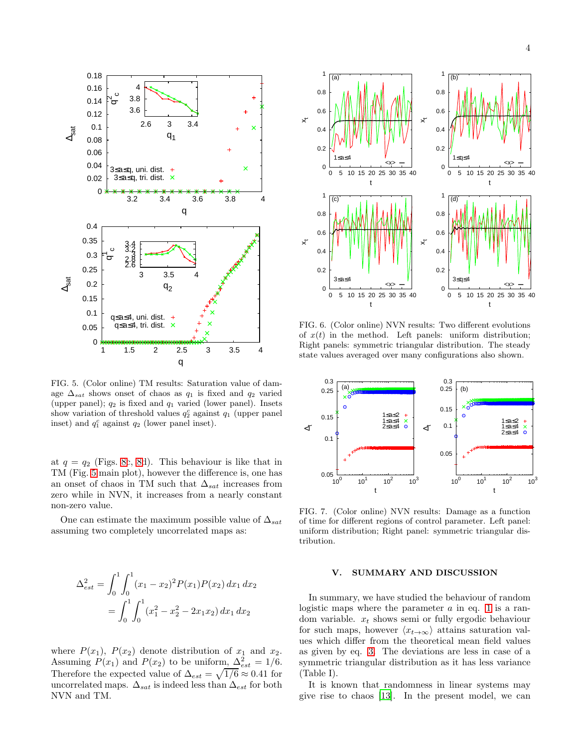FIG. 5. (Color online) TM results: Saturation value of damage $\Delta_{sat}$ shows onset of chaos as $q_1$ is fixed and $q_2$ varied (upper panel); $q_2$ is fixed and $q_1$ varied (lower panel). Insets show variation of threshold values $q_2^c$ against $q_1$ (upper panel inset) and $q_1^c$ against $q_2$ (lower panel inset).

at $q = q_2$ (Figs. 8c, 8d). This behaviour is like that in TM (Fig. 5 main plot), however the difference is, one has an onset of chaos in TM such that $\Delta_{sat}$ increases from zero while in NVN, it increases from a nearly constant non-zero value.

One can estimate the maximum possible value of $\Delta_{sat}$ assuming two completely uncorrelated maps as:

$$\Delta_{est}^2 = \int_0^1 \int_0^1 (x_1 - x_2)^2 P(x_1) P(x_2)\, dx_1\, dx_2$$
$$= \int_0^1 \int_0^1 (x_1^2 - x_2^2 - 2x_1 x_2)\, dx_1\, dx_2$$

where $P(x_1)$, $P(x_2)$ denote distribution of $x_1$ and $x_2$. Assuming $P(x_1)$ and $P(x_2)$ to be uniform, $\Delta_{est}^2 = 1/6$. Therefore the expected value of $\Delta_{est} = \sqrt{1/6} \approx 0.41$ for uncorrelated maps. $\Delta_{sat}$ is indeed less than $\Delta_{est}$ for both NVN and TM.

FIG. 6. (Color online) NVN results: Two different evolutions of $x(t)$ in the method. Left panels: uniform distribution; Right panels: symmetric triangular distribution. The steady state values averaged over many configurations also shown.

FIG. 7. (Color online) NVN results: Damage as a function of time for different regions of control parameter. Left panel: uniform distribution; Right panel: symmetric triangular distribution.

## V. SUMMARY AND DISCUSSION

In summary, we have studied the behaviour of random logistic maps where the parameter $a$ in eq. 1 is a random variable. $x_t$ shows semi or fully ergodic behaviour for such maps, however $\langle x_{t\to\infty} \rangle$ attains saturation values which differ from the theoretical mean field values as given by eq. 3. The deviations are less in case of a symmetric triangular distribution as it has less variance (Table I).

It is known that randomness in linear systems may give rise to chaos [13]. In the present model, we can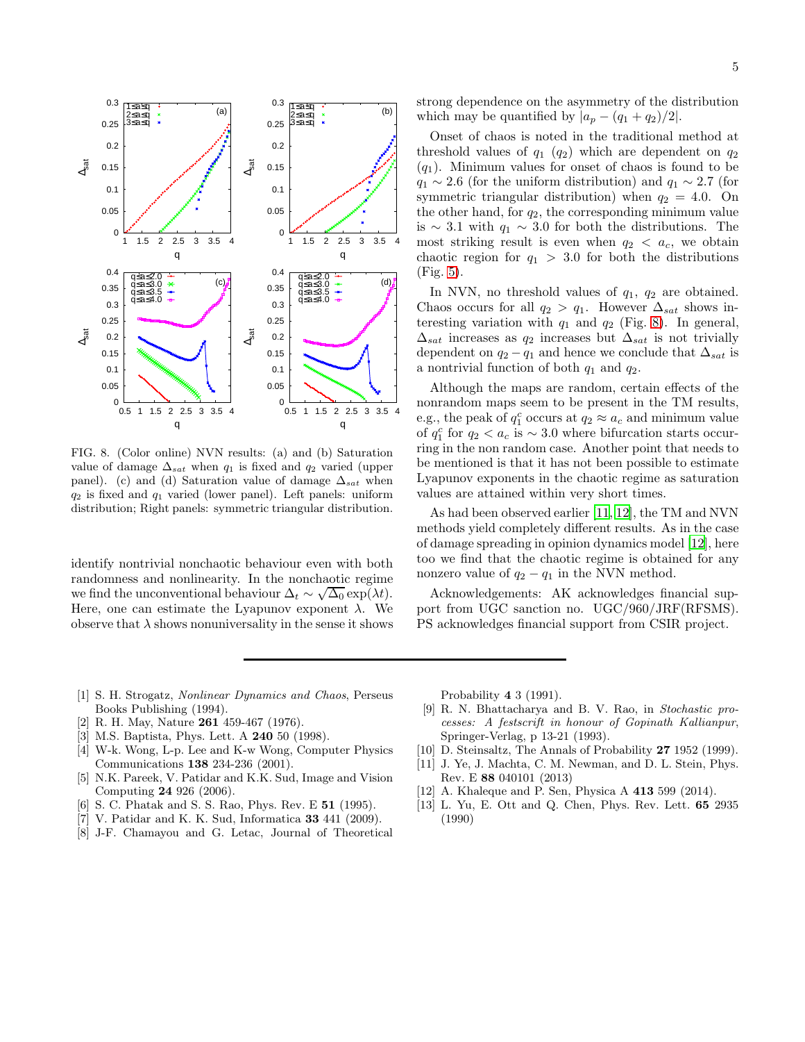(a)

$\Delta_{sat}$

0.3
0.25
0.2
0.15
0.1
0.05
0

1 1.5 2 2.5 3 3.5 4

q

$1\leq a\leq 5$
$2\leq a\leq 5$
$3\leq a\leq 5$

(b)

$\Delta_{sat}$

0.3
0.25
0.2
0.15
0.1
0.05
0

1 1.5 2 2.5 3 3.5 4

q

$1\leq a\leq 5$
$2\leq a\leq 5$
$3\leq a\leq 5$

(c)

$\Delta_{sat}$

0.4
0.35
0.3
0.25
0.2
0.15
0.1
0.05
0

0.5 1 1.5 2 2.5 3 3.5 4

q

$q\leq a\leq 2.0$
$q\leq a\leq 3.0$
$q\leq a\leq 3.5$
$q\leq a\leq 4.0$

(d)

$\Delta_{sat}$

0.4
0.35
0.3
0.25
0.2
0.15
0.1
0.05
0

0.5 1 1.5 2 2.5 3 3.5 4

q

$q\leq a\leq 2.0$
$q\leq a\leq 3.0$
$q\leq a\leq 3.5$
$q\leq a\leq 4.0$

FIG. 8. (Color online) NVN results: (a) and (b) Saturation value of damage $\Delta_{sat}$ when $q_1$ is fixed and $q_2$ varied (upper panel). (c) and (d) Saturation value of damage $\Delta_{sat}$ when $q_2$ is fixed and $q_1$ varied (lower panel). Left panels: uniform distribution; Right panels: symmetric triangular distribution.

identify nontrivial nonchaotic behaviour even with both randomness and nonlinearity. In the nonchaotic regime we find the unconventional behaviour $\Delta_t \sim \sqrt{\Delta_0}\exp(\lambda t)$. Here, one can estimate the Lyapunov exponent $\lambda$. We observe that $\lambda$ shows nonuniversality in the sense it shows strong dependence on the asymmetry of the distribution which may be quantified by $|a_p - (q_1 + q_2)/2|$.

Onset of chaos is noted in the traditional method at threshold values of $q_1$ ($q_2$) which are dependent on $q_2$ ($q_1$). Minimum values for onset of chaos is found to be $q_1 \sim 2.6$ (for the uniform distribution) and $q_1 \sim 2.7$ (for symmetric triangular distribution) when $q_2 = 4.0$. On the other hand, for $q_2$, the corresponding minimum value is $\sim 3.1$ with $q_1 \sim 3.0$ for both the distributions. The most striking result is even when $q_2 < a_c$, we obtain chaotic region for $q_1 > 3.0$ for both the distributions (Fig. 5).

In NVN, no threshold values of $q_1$, $q_2$ are obtained. Chaos occurs for all $q_2 > q_1$. However $\Delta_{sat}$ shows interesting variation with $q_1$ and $q_2$ (Fig. 8). In general, $\Delta_{sat}$ increases as $q_2$ increases but $\Delta_{sat}$ is not trivially dependent on $q_2 - q_1$ and hence we conclude that $\Delta_{sat}$ is a nontrivial function of both $q_1$ and $q_2$.

Although the maps are random, certain effects of the nonrandom maps seem to be present in the TM results, e.g., the peak of $q_1^c$ occurs at $q_2 \approx a_c$ and minimum value of $q_1^c$ for $q_2 < a_c$ is $\sim 3.0$ where bifurcation starts occurring in the non random case. Another point that needs to be mentioned is that it has not been possible to estimate Lyapunov exponents in the chaotic regime as saturation values are attained within very short times.

As had been observed earlier [11, 12], the TM and NVN methods yield completely different results. As in the case of damage spreading in opinion dynamics model [12], here too we find that the chaotic regime is obtained for any nonzero value of $q_2 - q_1$ in the NVN method.

Acknowledgements: AK acknowledges financial support from UGC sanction no. UGC/960/JRF(RFSMS). PS acknowledges financial support from CSIR project.

---

[1] S. H. Strogatz, *Nonlinear Dynamics and Chaos*, Perseus Books Publishing (1994).
[2] R. H. May, Nature **261** 459-467 (1976).
[3] M.S. Baptista, Phys. Lett. A **240** 50 (1998).
[4] W-k. Wong, L-p. Lee and K-w Wong, Computer Physics Communications **138** 234-236 (2001).
[5] N.K. Pareek, V. Patidar and K.K. Sud, Image and Vision Computing **24** 926 (2006).
[6] S. C. Phatak and S. S. Rao, Phys. Rev. E **51** (1995).
[7] V. Patidar and K. K. Sud, Informatica **33** 441 (2009).
[8] J-F. Chamayou and G. Letac, Journal of Theoretical Probability **4** 3 (1991).
[9] R. N. Bhattacharya and B. V. Rao, in *Stochastic processes: A festscrift in honour of Gopinath Kallianpur*, Springer-Verlag, p 13-21 (1993).
[10] D. Steinsaltz, The Annals of Probability **27** 1952 (1999).
[11] J. Ye, J. Machta, C. M. Newman, and D. L. Stein, Phys. Rev. E **88** 040101 (2013)
[12] A. Khaleque and P. Sen, Physica A **413** 599 (2014).
[13] L. Yu, E. Ott and Q. Chen, Phys. Rev. Lett. **65** 2935 (1990)